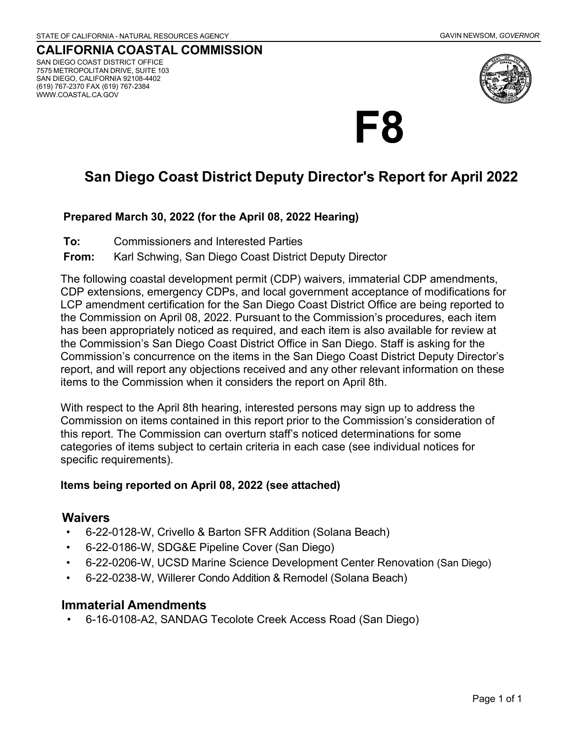STATE OF CALIFORNIA - NATURAL RESOURCES AGENCY GAVIN NEWSOM, *GOVERNOR*

**CALIFORNIA COASTAL COMMISSION**
SAN DIEGO COAST DISTRICT OFFICE
7575 METROPOLITAN DRIVE, SUITE 103
SAN DIEGO, CALIFORNIA 92108-4402
(619) 767-2370 FAX (619) 767-2384
WWW.COASTAL.CA.GOV

# F8

## San Diego Coast District Deputy Director's Report for April 2022

**Prepared March 30, 2022 (for the April 08, 2022 Hearing)**

**To:** Commissioners and Interested Parties
**From:** Karl Schwing, San Diego Coast District Deputy Director

The following coastal development permit (CDP) waivers, immaterial CDP amendments, CDP extensions, emergency CDPs, and local government acceptance of modifications for LCP amendment certification for the San Diego Coast District Office are being reported to the Commission on April 08, 2022. Pursuant to the Commission's procedures, each item has been appropriately noticed as required, and each item is also available for review at the Commission's San Diego Coast District Office in San Diego. Staff is asking for the Commission's concurrence on the items in the San Diego Coast District Deputy Director's report, and will report any objections received and any other relevant information on these items to the Commission when it considers the report on April 8th.

With respect to the April 8th hearing, interested persons may sign up to address the Commission on items contained in this report prior to the Commission's consideration of this report. The Commission can overturn staff's noticed determinations for some categories of items subject to certain criteria in each case (see individual notices for specific requirements).

**Items being reported on April 08, 2022 (see attached)**

### Waivers

- 6-22-0128-W, Crivello & Barton SFR Addition (Solana Beach)
- 6-22-0186-W, SDG&E Pipeline Cover (San Diego)
- 6-22-0206-W, UCSD Marine Science Development Center Renovation (San Diego)
- 6-22-0238-W, Willerer Condo Addition & Remodel (Solana Beach)

### Immaterial Amendments

- 6-16-0108-A2, SANDAG Tecolote Creek Access Road (San Diego)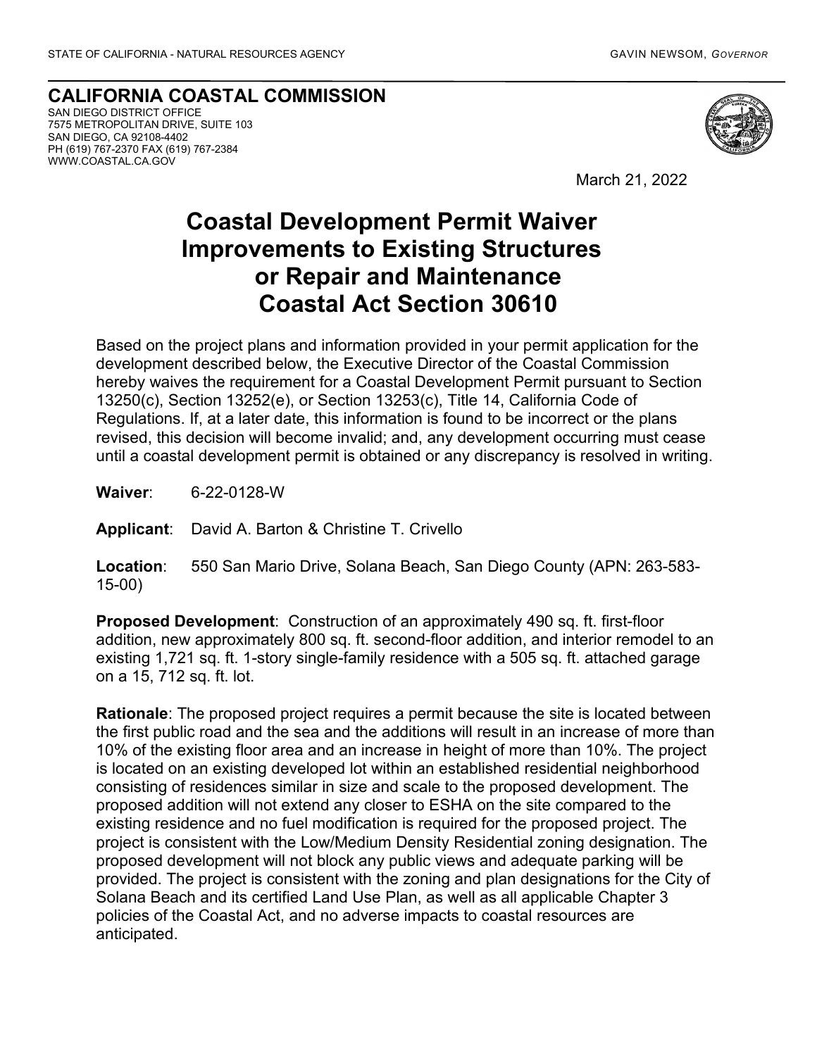STATE OF CALIFORNIA - NATURAL RESOURCES AGENCY GAVIN NEWSOM, *GOVERNOR*

**CALIFORNIA COASTAL COMMISSION**
SAN DIEGO DISTRICT OFFICE
7575 METROPOLITAN DRIVE, SUITE 103
SAN DIEGO, CA 92108-4402
PH (619) 767-2370 FAX (619) 767-2384
WWW.COASTAL.CA.GOV

March 21, 2022

# Coastal Development Permit Waiver Improvements to Existing Structures or Repair and Maintenance Coastal Act Section 30610

Based on the project plans and information provided in your permit application for the development described below, the Executive Director of the Coastal Commission hereby waives the requirement for a Coastal Development Permit pursuant to Section 13250(c), Section 13252(e), or Section 13253(c), Title 14, California Code of Regulations. If, at a later date, this information is found to be incorrect or the plans revised, this decision will become invalid; and, any development occurring must cease until a coastal development permit is obtained or any discrepancy is resolved in writing.

**Waiver**: 6-22-0128-W

**Applicant**: David A. Barton & Christine T. Crivello

**Location**: 550 San Mario Drive, Solana Beach, San Diego County (APN: 263-583-15-00)

**Proposed Development**: Construction of an approximately 490 sq. ft. first-floor addition, new approximately 800 sq. ft. second-floor addition, and interior remodel to an existing 1,721 sq. ft. 1-story single-family residence with a 505 sq. ft. attached garage on a 15, 712 sq. ft. lot.

**Rationale**: The proposed project requires a permit because the site is located between the first public road and the sea and the additions will result in an increase of more than 10% of the existing floor area and an increase in height of more than 10%. The project is located on an existing developed lot within an established residential neighborhood consisting of residences similar in size and scale to the proposed development. The proposed addition will not extend any closer to ESHA on the site compared to the existing residence and no fuel modification is required for the proposed project. The project is consistent with the Low/Medium Density Residential zoning designation. The proposed development will not block any public views and adequate parking will be provided. The project is consistent with the zoning and plan designations for the City of Solana Beach and its certified Land Use Plan, as well as all applicable Chapter 3 policies of the Coastal Act, and no adverse impacts to coastal resources are anticipated.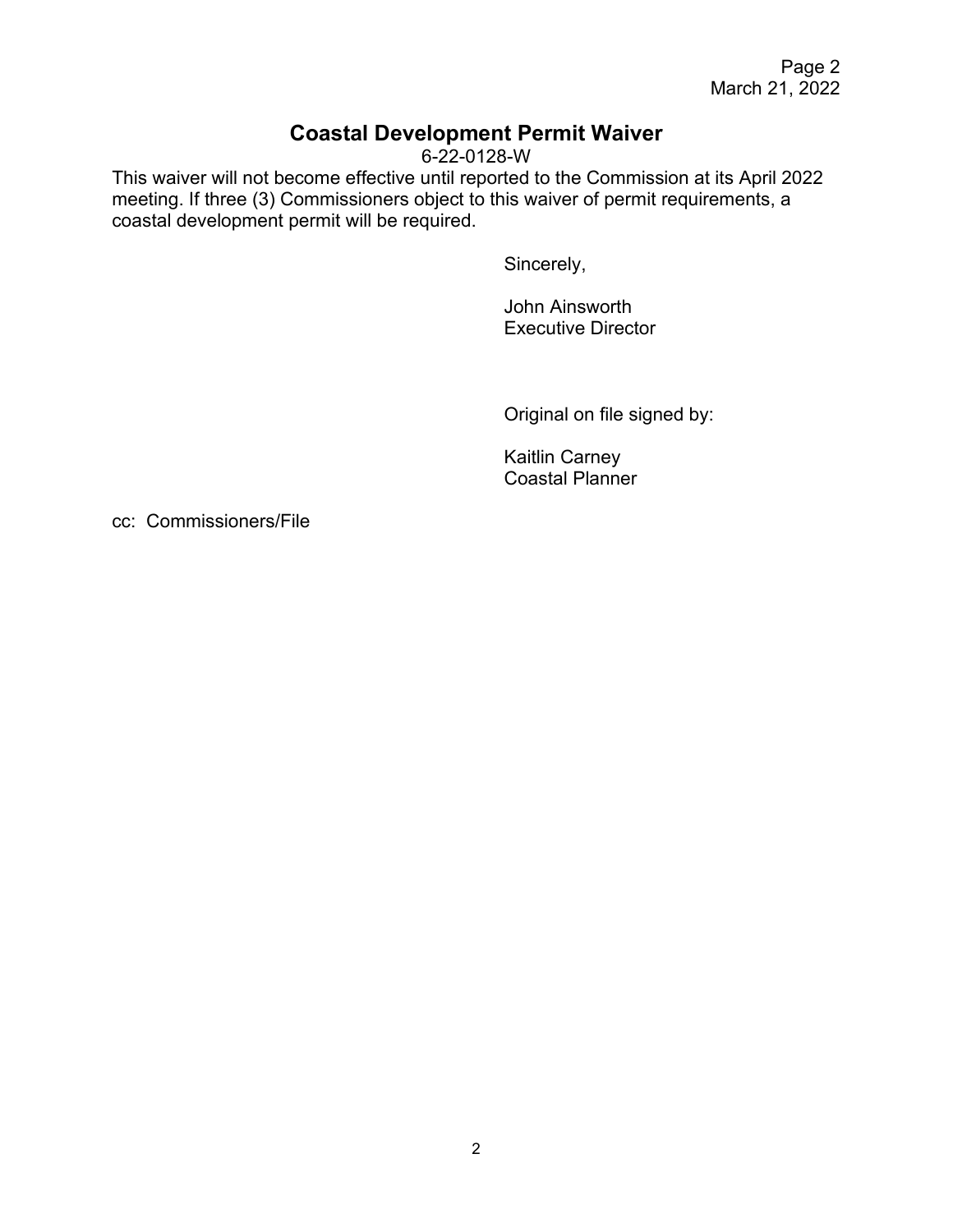# Coastal Development Permit Waiver

6-22-0128-W

This waiver will not become effective until reported to the Commission at its April 2022 meeting. If three (3) Commissioners object to this waiver of permit requirements, a coastal development permit will be required.

Sincerely,

John Ainsworth
Executive Director

Original on file signed by:

Kaitlin Carney
Coastal Planner

cc: Commissioners/File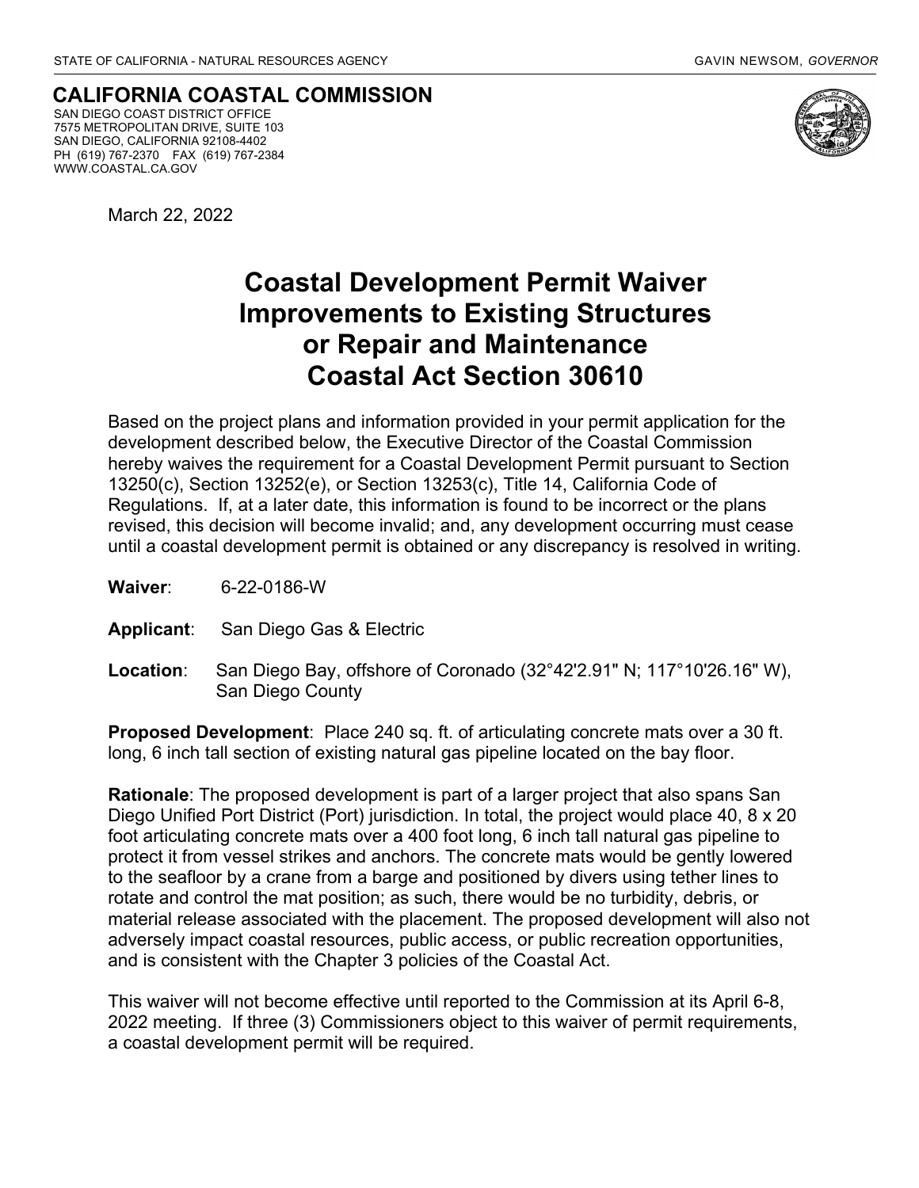STATE OF CALIFORNIA - NATURAL RESOURCES AGENCY GAVIN NEWSOM, *GOVERNOR*

**CALIFORNIA COASTAL COMMISSION**
SAN DIEGO COAST DISTRICT OFFICE
7575 METROPOLITAN DRIVE, SUITE 103
SAN DIEGO, CALIFORNIA 92108-4402
PH (619) 767-2370 FAX (619) 767-2384
WWW.COASTAL.CA.GOV

March 22, 2022

# Coastal Development Permit Waiver Improvements to Existing Structures or Repair and Maintenance Coastal Act Section 30610

Based on the project plans and information provided in your permit application for the development described below, the Executive Director of the Coastal Commission hereby waives the requirement for a Coastal Development Permit pursuant to Section 13250(c), Section 13252(e), or Section 13253(c), Title 14, California Code of Regulations. If, at a later date, this information is found to be incorrect or the plans revised, this decision will become invalid; and, any development occurring must cease until a coastal development permit is obtained or any discrepancy is resolved in writing.

**Waiver**: 6-22-0186-W

**Applicant**: San Diego Gas & Electric

**Location**: San Diego Bay, offshore of Coronado (32°42'2.91" N; 117°10'26.16" W), San Diego County

**Proposed Development**: Place 240 sq. ft. of articulating concrete mats over a 30 ft. long, 6 inch tall section of existing natural gas pipeline located on the bay floor.

**Rationale**: The proposed development is part of a larger project that also spans San Diego Unified Port District (Port) jurisdiction. In total, the project would place 40, 8 x 20 foot articulating concrete mats over a 400 foot long, 6 inch tall natural gas pipeline to protect it from vessel strikes and anchors. The concrete mats would be gently lowered to the seafloor by a crane from a barge and positioned by divers using tether lines to rotate and control the mat position; as such, there would be no turbidity, debris, or material release associated with the placement. The proposed development will also not adversely impact coastal resources, public access, or public recreation opportunities, and is consistent with the Chapter 3 policies of the Coastal Act.

This waiver will not become effective until reported to the Commission at its April 6-8, 2022 meeting. If three (3) Commissioners object to this waiver of permit requirements, a coastal development permit will be required.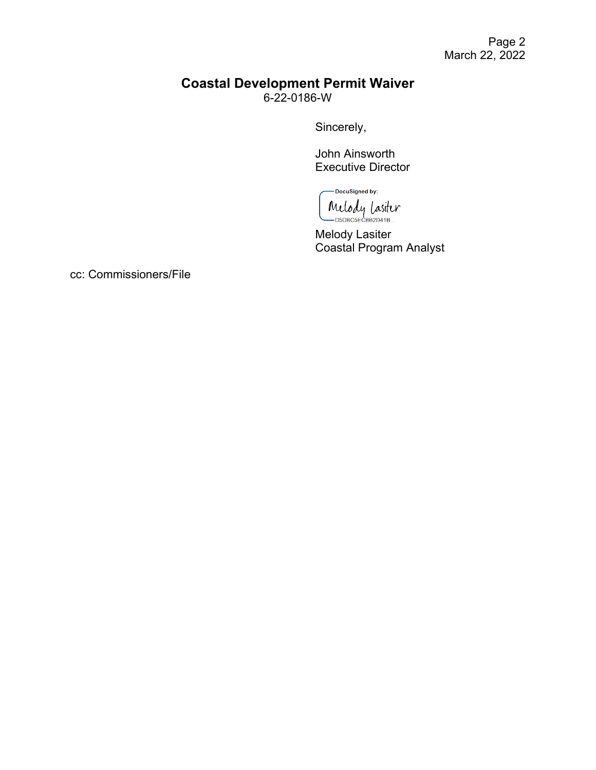**Coastal Development Permit Waiver**
6-22-0186-W

Sincerely,

John Ainsworth
Executive Director

DocuSigned by:
Melody Lasiter
D5DBC5ECBB2D41B

Melody Lasiter
Coastal Program Analyst

cc: Commissioners/File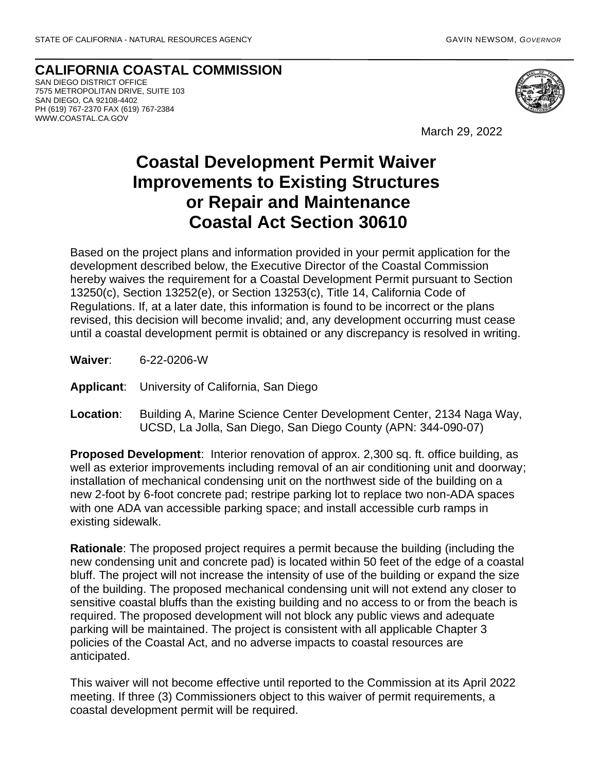STATE OF CALIFORNIA - NATURAL RESOURCES AGENCY

GAVIN NEWSOM, *GOVERNOR*

**CALIFORNIA COASTAL COMMISSION**
SAN DIEGO DISTRICT OFFICE
7575 METROPOLITAN DRIVE, SUITE 103
SAN DIEGO, CA 92108-4402
PH (619) 767-2370 FAX (619) 767-2384
WWW.COASTAL.CA.GOV

March 29, 2022

# Coastal Development Permit Waiver Improvements to Existing Structures or Repair and Maintenance Coastal Act Section 30610

Based on the project plans and information provided in your permit application for the development described below, the Executive Director of the Coastal Commission hereby waives the requirement for a Coastal Development Permit pursuant to Section 13250(c), Section 13252(e), or Section 13253(c), Title 14, California Code of Regulations. If, at a later date, this information is found to be incorrect or the plans revised, this decision will become invalid; and, any development occurring must cease until a coastal development permit is obtained or any discrepancy is resolved in writing.

**Waiver**: 6-22-0206-W

**Applicant**: University of California, San Diego

**Location**: Building A, Marine Science Center Development Center, 2134 Naga Way, UCSD, La Jolla, San Diego, San Diego County (APN: 344-090-07)

**Proposed Development**: Interior renovation of approx. 2,300 sq. ft. office building, as well as exterior improvements including removal of an air conditioning unit and doorway; installation of mechanical condensing unit on the northwest side of the building on a new 2-foot by 6-foot concrete pad; restripe parking lot to replace two non-ADA spaces with one ADA van accessible parking space; and install accessible curb ramps in existing sidewalk.

**Rationale**: The proposed project requires a permit because the building (including the new condensing unit and concrete pad) is located within 50 feet of the edge of a coastal bluff. The project will not increase the intensity of use of the building or expand the size of the building. The proposed mechanical condensing unit will not extend any closer to sensitive coastal bluffs than the existing building and no access to or from the beach is required. The proposed development will not block any public views and adequate parking will be maintained. The project is consistent with all applicable Chapter 3 policies of the Coastal Act, and no adverse impacts to coastal resources are anticipated.

This waiver will not become effective until reported to the Commission at its April 2022 meeting. If three (3) Commissioners object to this waiver of permit requirements, a coastal development permit will be required.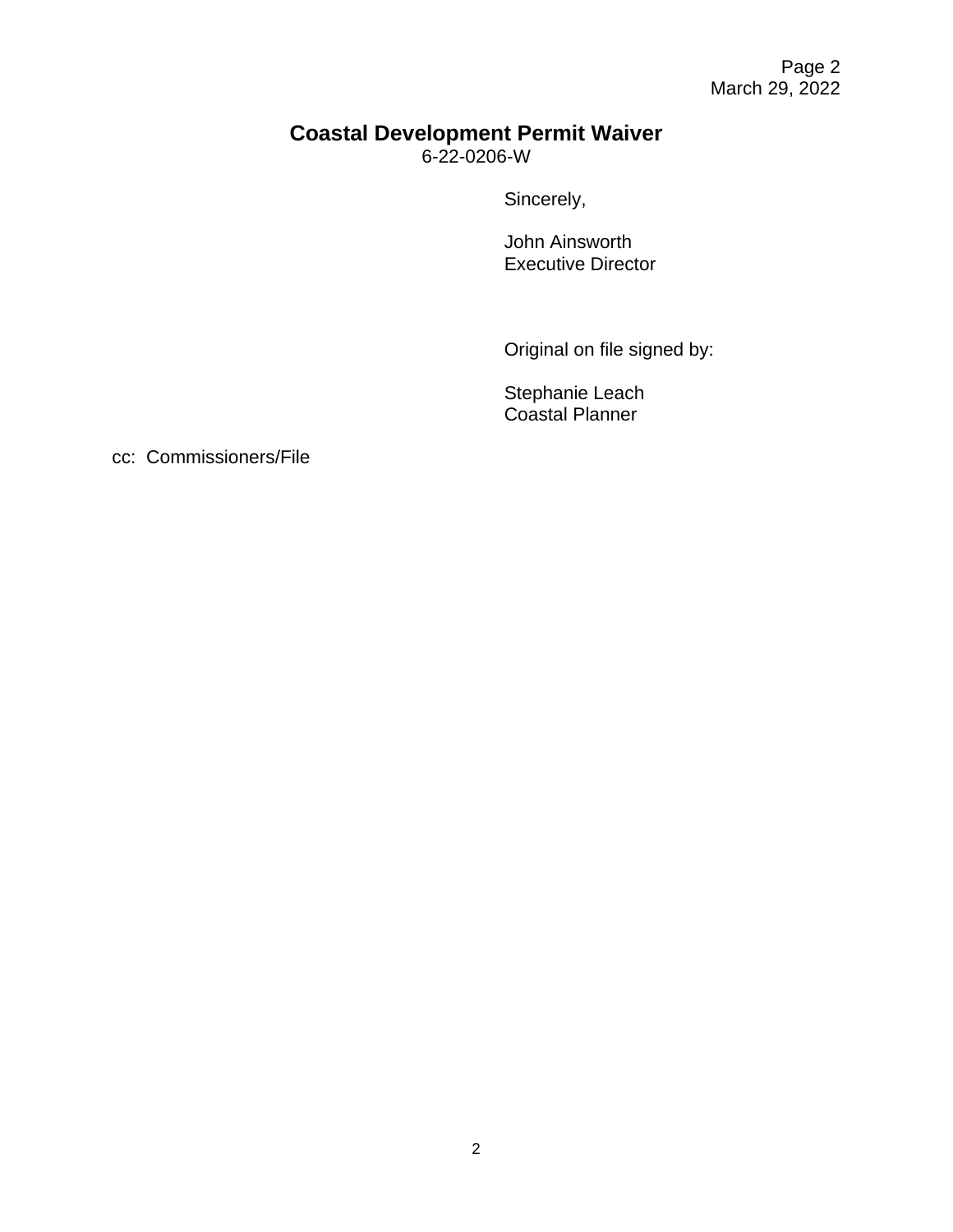**Coastal Development Permit Waiver**
6-22-0206-W

Sincerely,

John Ainsworth
Executive Director

Original on file signed by:

Stephanie Leach
Coastal Planner

cc: Commissioners/File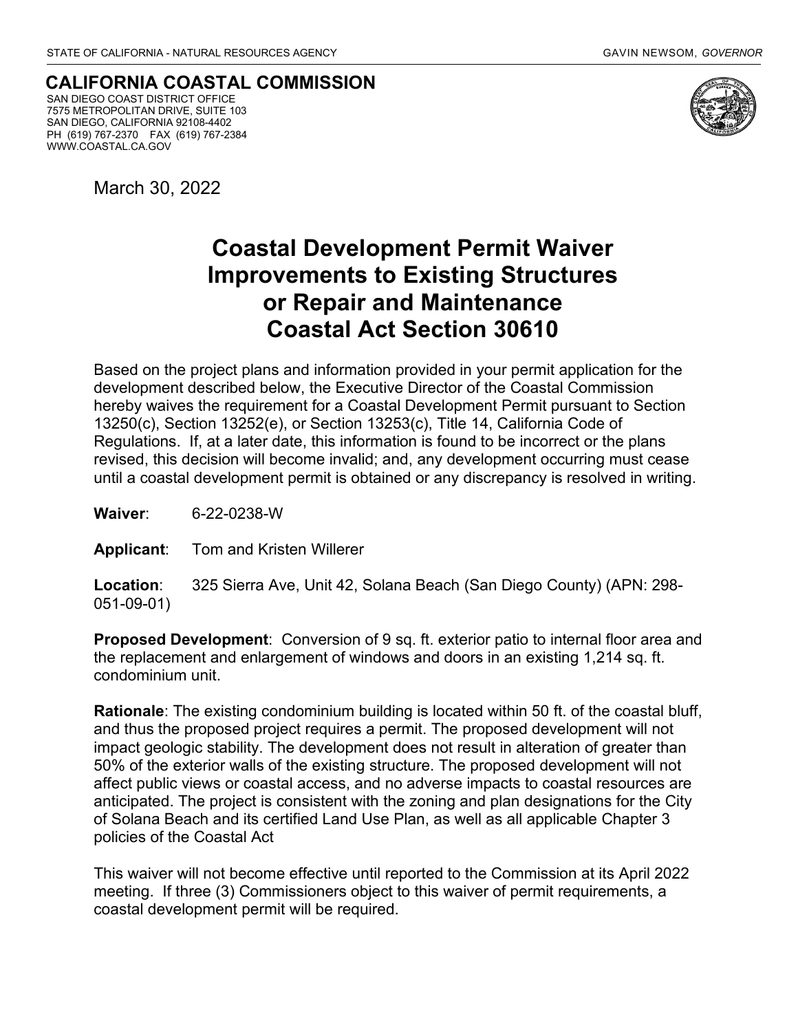STATE OF CALIFORNIA - NATURAL RESOURCES AGENCY GAVIN NEWSOM, *GOVERNOR*

**CALIFORNIA COASTAL COMMISSION**
SAN DIEGO COAST DISTRICT OFFICE
7575 METROPOLITAN DRIVE, SUITE 103
SAN DIEGO, CALIFORNIA 92108-4402
PH (619) 767-2370 FAX (619) 767-2384
WWW.COASTAL.CA.GOV

March 30, 2022

# Coastal Development Permit Waiver Improvements to Existing Structures or Repair and Maintenance Coastal Act Section 30610

Based on the project plans and information provided in your permit application for the development described below, the Executive Director of the Coastal Commission hereby waives the requirement for a Coastal Development Permit pursuant to Section 13250(c), Section 13252(e), or Section 13253(c), Title 14, California Code of Regulations. If, at a later date, this information is found to be incorrect or the plans revised, this decision will become invalid; and, any development occurring must cease until a coastal development permit is obtained or any discrepancy is resolved in writing.

**Waiver**: 6-22-0238-W

**Applicant**: Tom and Kristen Willerer

**Location**: 325 Sierra Ave, Unit 42, Solana Beach (San Diego County) (APN: 298-051-09-01)

**Proposed Development**: Conversion of 9 sq. ft. exterior patio to internal floor area and the replacement and enlargement of windows and doors in an existing 1,214 sq. ft. condominium unit.

**Rationale**: The existing condominium building is located within 50 ft. of the coastal bluff, and thus the proposed project requires a permit. The proposed development will not impact geologic stability. The development does not result in alteration of greater than 50% of the exterior walls of the existing structure. The proposed development will not affect public views or coastal access, and no adverse impacts to coastal resources are anticipated. The project is consistent with the zoning and plan designations for the City of Solana Beach and its certified Land Use Plan, as well as all applicable Chapter 3 policies of the Coastal Act

This waiver will not become effective until reported to the Commission at its April 2022 meeting. If three (3) Commissioners object to this waiver of permit requirements, a coastal development permit will be required.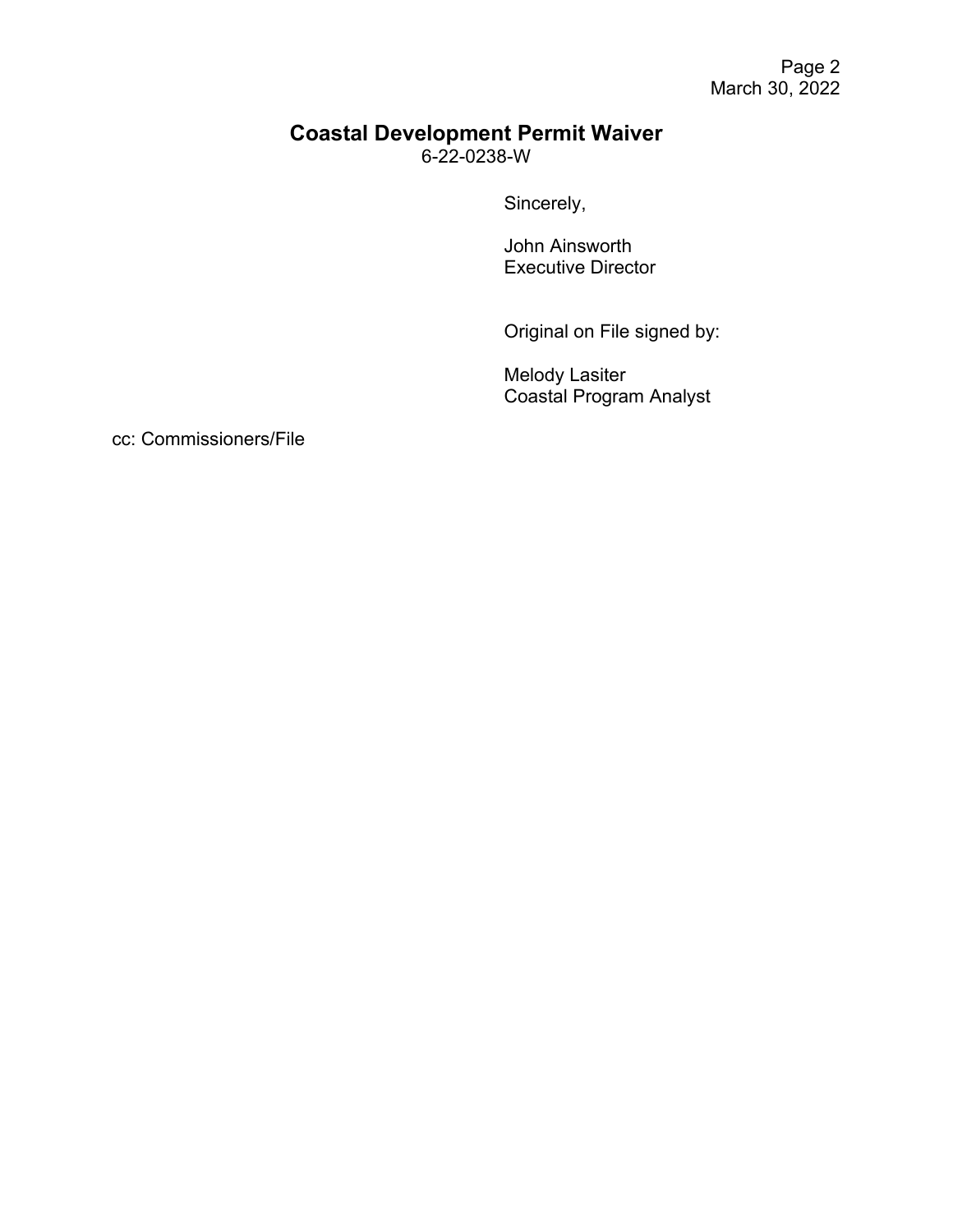Sincerely,

John Ainsworth
Executive Director

Original on File signed by:

Melody Lasiter
Coastal Program Analyst

cc: Commissioners/File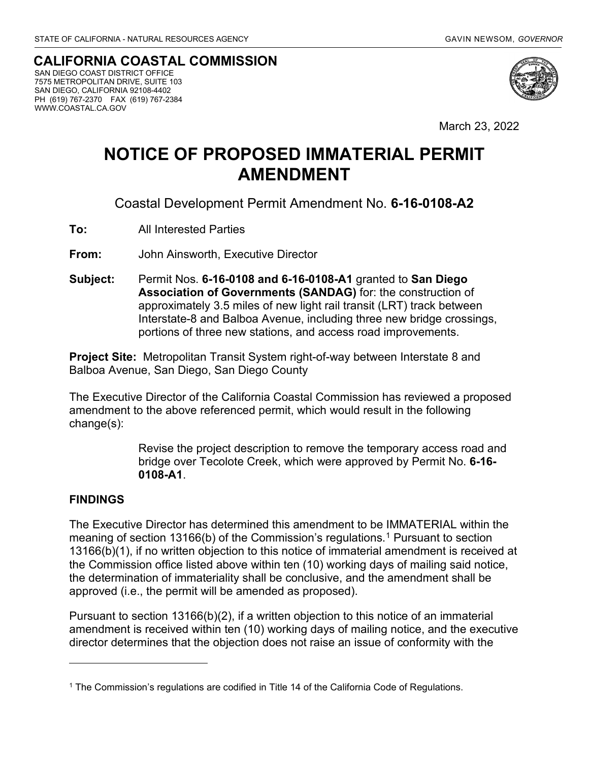STATE OF CALIFORNIA - NATURAL RESOURCES AGENCY GAVIN NEWSOM, *GOVERNOR*

**CALIFORNIA COASTAL COMMISSION**
SAN DIEGO COAST DISTRICT OFFICE
7575 METROPOLITAN DRIVE, SUITE 103
SAN DIEGO, CALIFORNIA 92108-4402
PH (619) 767-2370 FAX (619) 767-2384
WWW.COASTAL.CA.GOV

March 23, 2022

# NOTICE OF PROPOSED IMMATERIAL PERMIT AMENDMENT

Coastal Development Permit Amendment No. **6-16-0108-A2**

**To:** All Interested Parties

**From:** John Ainsworth, Executive Director

**Subject:** Permit Nos. **6-16-0108 and 6-16-0108-A1** granted to **San Diego Association of Governments (SANDAG)** for: the construction of approximately 3.5 miles of new light rail transit (LRT) track between Interstate-8 and Balboa Avenue, including three new bridge crossings, portions of three new stations, and access road improvements.

**Project Site:** Metropolitan Transit System right-of-way between Interstate 8 and Balboa Avenue, San Diego, San Diego County

The Executive Director of the California Coastal Commission has reviewed a proposed amendment to the above referenced permit, which would result in the following change(s):

> Revise the project description to remove the temporary access road and bridge over Tecolote Creek, which were approved by Permit No. **6-16-0108-A1**.

**FINDINGS**

The Executive Director has determined this amendment to be IMMATERIAL within the meaning of section 13166(b) of the Commission's regulations.[1] Pursuant to section 13166(b)(1), if no written objection to this notice of immaterial amendment is received at the Commission office listed above within ten (10) working days of mailing said notice, the determination of immateriality shall be conclusive, and the amendment shall be approved (i.e., the permit will be amended as proposed).

Pursuant to section 13166(b)(2), if a written objection to this notice of an immaterial amendment is received within ten (10) working days of mailing notice, and the executive director determines that the objection does not raise an issue of conformity with the

[1] The Commission's regulations are codified in Title 14 of the California Code of Regulations.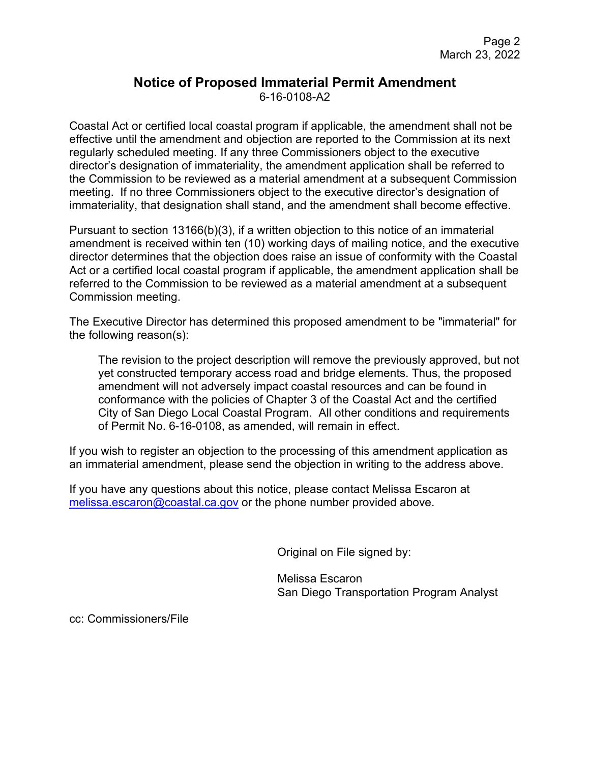## Notice of Proposed Immaterial Permit Amendment

6-16-0108-A2

Coastal Act or certified local coastal program if applicable, the amendment shall not be effective until the amendment and objection are reported to the Commission at its next regularly scheduled meeting. If any three Commissioners object to the executive director's designation of immateriality, the amendment application shall be referred to the Commission to be reviewed as a material amendment at a subsequent Commission meeting. If no three Commissioners object to the executive director's designation of immateriality, that designation shall stand, and the amendment shall become effective.

Pursuant to section 13166(b)(3), if a written objection to this notice of an immaterial amendment is received within ten (10) working days of mailing notice, and the executive director determines that the objection does raise an issue of conformity with the Coastal Act or a certified local coastal program if applicable, the amendment application shall be referred to the Commission to be reviewed as a material amendment at a subsequent Commission meeting.

The Executive Director has determined this proposed amendment to be "immaterial" for the following reason(s):

> The revision to the project description will remove the previously approved, but not yet constructed temporary access road and bridge elements. Thus, the proposed amendment will not adversely impact coastal resources and can be found in conformance with the policies of Chapter 3 of the Coastal Act and the certified City of San Diego Local Coastal Program. All other conditions and requirements of Permit No. 6-16-0108, as amended, will remain in effect.

If you wish to register an objection to the processing of this amendment application as an immaterial amendment, please send the objection in writing to the address above.

If you have any questions about this notice, please contact Melissa Escaron at melissa.escaron@coastal.ca.gov or the phone number provided above.

Original on File signed by:

Melissa Escaron
San Diego Transportation Program Analyst

cc: Commissioners/File